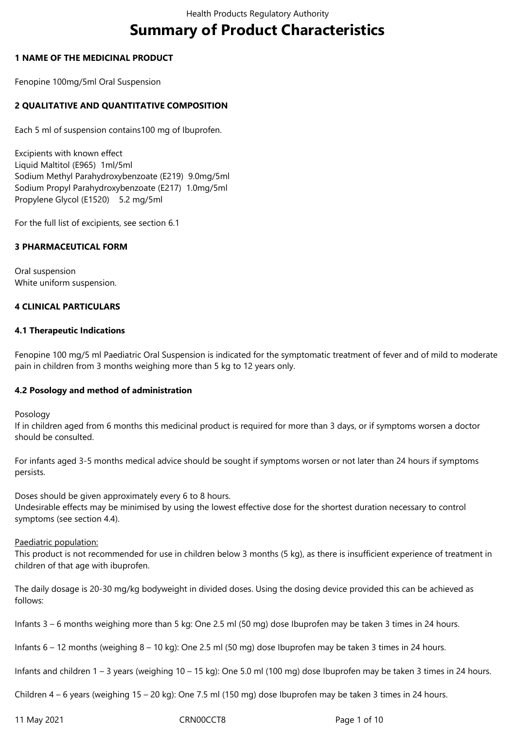# Summary of Product Characteristics

## 1 NAME OF THE MEDICINAL PRODUCT

Fenopine 100mg/5ml Oral Suspension

## 2 QUALITATIVE AND QUANTITATIVE COMPOSITION

Each 5 ml of suspension contains100 mg of Ibuprofen.

Excipients with known effect
Liquid Maltitol (E965) 1ml/5ml
Sodium Methyl Parahydroxybenzoate (E219) 9.0mg/5ml
Sodium Propyl Parahydroxybenzoate (E217) 1.0mg/5ml
Propylene Glycol (E1520) 5.2 mg/5ml

For the full list of excipients, see section 6.1

## 3 PHARMACEUTICAL FORM

Oral suspension
White uniform suspension.

## 4 CLINICAL PARTICULARS

### 4.1 Therapeutic Indications

Fenopine 100 mg/5 ml Paediatric Oral Suspension is indicated for the symptomatic treatment of fever and of mild to moderate pain in children from 3 months weighing more than 5 kg to 12 years only.

### 4.2 Posology and method of administration

Posology
If in children aged from 6 months this medicinal product is required for more than 3 days, or if symptoms worsen a doctor should be consulted.

For infants aged 3-5 months medical advice should be sought if symptoms worsen or not later than 24 hours if symptoms persists.

Doses should be given approximately every 6 to 8 hours.
Undesirable effects may be minimised by using the lowest effective dose for the shortest duration necessary to control symptoms (see section 4.4).

Paediatric population:
This product is not recommended for use in children below 3 months (5 kg), as there is insufficient experience of treatment in children of that age with ibuprofen.

The daily dosage is 20-30 mg/kg bodyweight in divided doses. Using the dosing device provided this can be achieved as follows:

Infants 3 – 6 months weighing more than 5 kg: One 2.5 ml (50 mg) dose Ibuprofen may be taken 3 times in 24 hours.

Infants 6 – 12 months (weighing 8 – 10 kg): One 2.5 ml (50 mg) dose Ibuprofen may be taken 3 times in 24 hours.

Infants and children 1 – 3 years (weighing 10 – 15 kg): One 5.0 ml (100 mg) dose Ibuprofen may be taken 3 times in 24 hours.

Children 4 – 6 years (weighing 15 – 20 kg): One 7.5 ml (150 mg) dose Ibuprofen may be taken 3 times in 24 hours.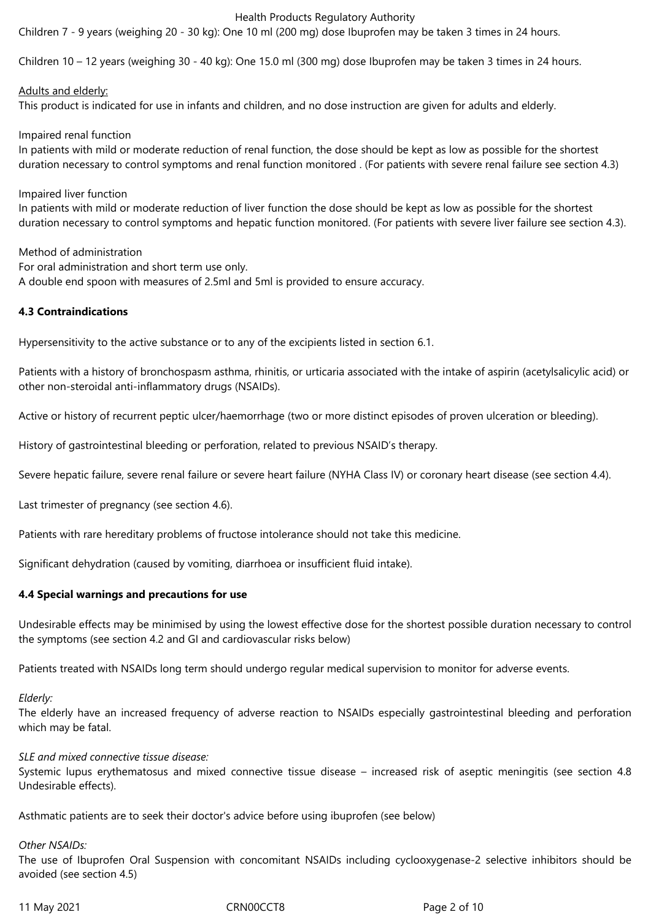Children 7 - 9 years (weighing 20 - 30 kg): One 10 ml (200 mg) dose Ibuprofen may be taken 3 times in 24 hours.

Children 10 – 12 years (weighing 30 - 40 kg): One 15.0 ml (300 mg) dose Ibuprofen may be taken 3 times in 24 hours.

Adults and elderly:

This product is indicated for use in infants and children, and no dose instruction are given for adults and elderly.

Impaired renal function

In patients with mild or moderate reduction of renal function, the dose should be kept as low as possible for the shortest duration necessary to control symptoms and renal function monitored . (For patients with severe renal failure see section 4.3)

Impaired liver function

In patients with mild or moderate reduction of liver function the dose should be kept as low as possible for the shortest duration necessary to control symptoms and hepatic function monitored. (For patients with severe liver failure see section 4.3).

Method of administration

For oral administration and short term use only.

A double end spoon with measures of 2.5ml and 5ml is provided to ensure accuracy.

**4.3 Contraindications**

Hypersensitivity to the active substance or to any of the excipients listed in section 6.1.

Patients with a history of bronchospasm asthma, rhinitis, or urticaria associated with the intake of aspirin (acetylsalicylic acid) or other non-steroidal anti-inflammatory drugs (NSAIDs).

Active or history of recurrent peptic ulcer/haemorrhage (two or more distinct episodes of proven ulceration or bleeding).

History of gastrointestinal bleeding or perforation, related to previous NSAID's therapy.

Severe hepatic failure, severe renal failure or severe heart failure (NYHA Class IV) or coronary heart disease (see section 4.4).

Last trimester of pregnancy (see section 4.6).

Patients with rare hereditary problems of fructose intolerance should not take this medicine.

Significant dehydration (caused by vomiting, diarrhoea or insufficient fluid intake).

**4.4 Special warnings and precautions for use**

Undesirable effects may be minimised by using the lowest effective dose for the shortest possible duration necessary to control the symptoms (see section 4.2 and GI and cardiovascular risks below)

Patients treated with NSAIDs long term should undergo regular medical supervision to monitor for adverse events.

*Elderly:*

The elderly have an increased frequency of adverse reaction to NSAIDs especially gastrointestinal bleeding and perforation which may be fatal.

*SLE and mixed connective tissue disease:*

Systemic lupus erythematosus and mixed connective tissue disease – increased risk of aseptic meningitis (see section 4.8 Undesirable effects).

Asthmatic patients are to seek their doctor's advice before using ibuprofen (see below)

*Other NSAIDs:*

The use of Ibuprofen Oral Suspension with concomitant NSAIDs including cyclooxygenase-2 selective inhibitors should be avoided (see section 4.5)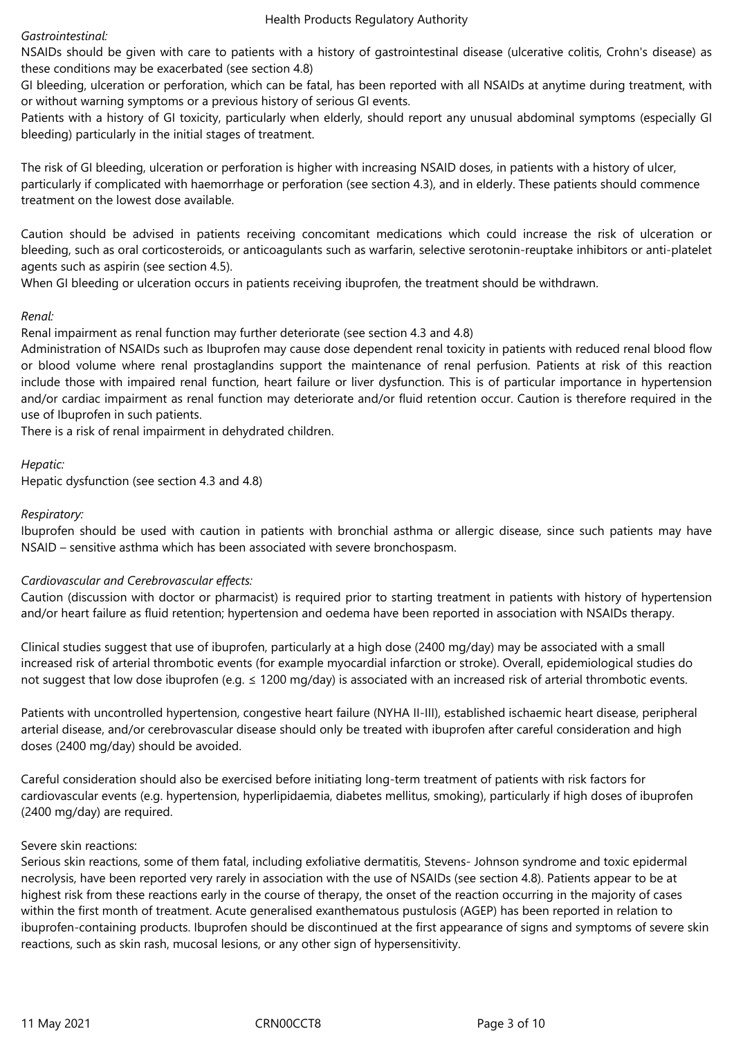*Gastrointestinal:*

NSAIDs should be given with care to patients with a history of gastrointestinal disease (ulcerative colitis, Crohn's disease) as these conditions may be exacerbated (see section 4.8)

GI bleeding, ulceration or perforation, which can be fatal, has been reported with all NSAIDs at anytime during treatment, with or without warning symptoms or a previous history of serious GI events.

Patients with a history of GI toxicity, particularly when elderly, should report any unusual abdominal symptoms (especially GI bleeding) particularly in the initial stages of treatment.

The risk of GI bleeding, ulceration or perforation is higher with increasing NSAID doses, in patients with a history of ulcer, particularly if complicated with haemorrhage or perforation (see section 4.3), and in elderly. These patients should commence treatment on the lowest dose available.

Caution should be advised in patients receiving concomitant medications which could increase the risk of ulceration or bleeding, such as oral corticosteroids, or anticoagulants such as warfarin, selective serotonin-reuptake inhibitors or anti-platelet agents such as aspirin (see section 4.5).

When GI bleeding or ulceration occurs in patients receiving ibuprofen, the treatment should be withdrawn.

*Renal:*

Renal impairment as renal function may further deteriorate (see section 4.3 and 4.8)

Administration of NSAIDs such as Ibuprofen may cause dose dependent renal toxicity in patients with reduced renal blood flow or blood volume where renal prostaglandins support the maintenance of renal perfusion. Patients at risk of this reaction include those with impaired renal function, heart failure or liver dysfunction. This is of particular importance in hypertension and/or cardiac impairment as renal function may deteriorate and/or fluid retention occur. Caution is therefore required in the use of Ibuprofen in such patients.

There is a risk of renal impairment in dehydrated children.

*Hepatic:*

Hepatic dysfunction (see section 4.3 and 4.8)

*Respiratory:*

Ibuprofen should be used with caution in patients with bronchial asthma or allergic disease, since such patients may have NSAID – sensitive asthma which has been associated with severe bronchospasm.

*Cardiovascular and Cerebrovascular effects:*

Caution (discussion with doctor or pharmacist) is required prior to starting treatment in patients with history of hypertension and/or heart failure as fluid retention; hypertension and oedema have been reported in association with NSAIDs therapy.

Clinical studies suggest that use of ibuprofen, particularly at a high dose (2400 mg/day) may be associated with a small increased risk of arterial thrombotic events (for example myocardial infarction or stroke). Overall, epidemiological studies do not suggest that low dose ibuprofen (e.g. ≤ 1200 mg/day) is associated with an increased risk of arterial thrombotic events.

Patients with uncontrolled hypertension, congestive heart failure (NYHA II-III), established ischaemic heart disease, peripheral arterial disease, and/or cerebrovascular disease should only be treated with ibuprofen after careful consideration and high doses (2400 mg/day) should be avoided.

Careful consideration should also be exercised before initiating long-term treatment of patients with risk factors for cardiovascular events (e.g. hypertension, hyperlipidaemia, diabetes mellitus, smoking), particularly if high doses of ibuprofen (2400 mg/day) are required.

Severe skin reactions:

Serious skin reactions, some of them fatal, including exfoliative dermatitis, Stevens- Johnson syndrome and toxic epidermal necrolysis, have been reported very rarely in association with the use of NSAIDs (see section 4.8). Patients appear to be at highest risk from these reactions early in the course of therapy, the onset of the reaction occurring in the majority of cases within the first month of treatment. Acute generalised exanthematous pustulosis (AGEP) has been reported in relation to ibuprofen-containing products. Ibuprofen should be discontinued at the first appearance of signs and symptoms of severe skin reactions, such as skin rash, mucosal lesions, or any other sign of hypersensitivity.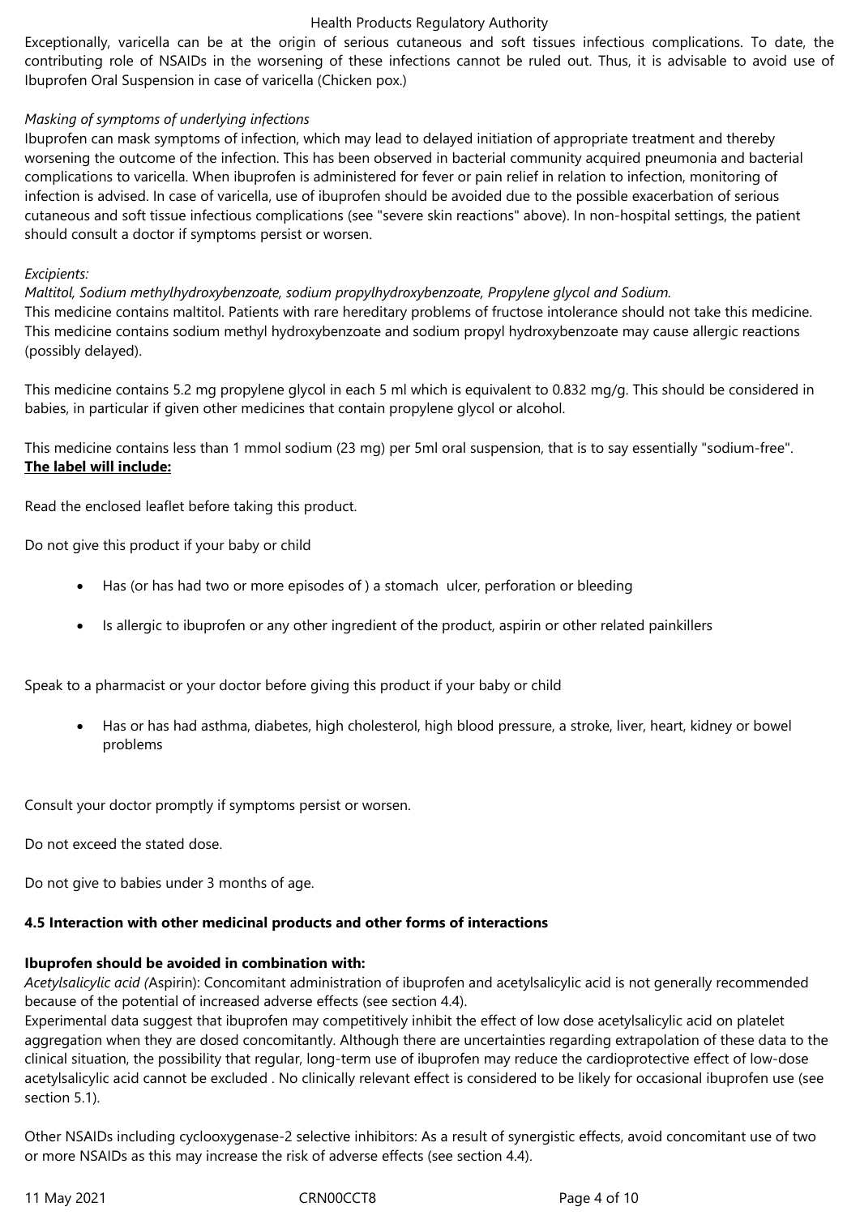Exceptionally, varicella can be at the origin of serious cutaneous and soft tissues infectious complications. To date, the contributing role of NSAIDs in the worsening of these infections cannot be ruled out. Thus, it is advisable to avoid use of Ibuprofen Oral Suspension in case of varicella (Chicken pox.)

*Masking of symptoms of underlying infections*

Ibuprofen can mask symptoms of infection, which may lead to delayed initiation of appropriate treatment and thereby worsening the outcome of the infection. This has been observed in bacterial community acquired pneumonia and bacterial complications to varicella. When ibuprofen is administered for fever or pain relief in relation to infection, monitoring of infection is advised. In case of varicella, use of ibuprofen should be avoided due to the possible exacerbation of serious cutaneous and soft tissue infectious complications (see "severe skin reactions" above). In non-hospital settings, the patient should consult a doctor if symptoms persist or worsen.

*Excipients:*

*Maltitol, Sodium methylhydroxybenzoate, sodium propylhydroxybenzoate, Propylene glycol and Sodium.*

This medicine contains maltitol. Patients with rare hereditary problems of fructose intolerance should not take this medicine. This medicine contains sodium methyl hydroxybenzoate and sodium propyl hydroxybenzoate may cause allergic reactions (possibly delayed).

This medicine contains 5.2 mg propylene glycol in each 5 ml which is equivalent to 0.832 mg/g. This should be considered in babies, in particular if given other medicines that contain propylene glycol or alcohol.

This medicine contains less than 1 mmol sodium (23 mg) per 5ml oral suspension, that is to say essentially "sodium-free".

**The label will include:**

Read the enclosed leaflet before taking this product.

Do not give this product if your baby or child

- Has (or has had two or more episodes of ) a stomach ulcer, perforation or bleeding
- Is allergic to ibuprofen or any other ingredient of the product, aspirin or other related painkillers

Speak to a pharmacist or your doctor before giving this product if your baby or child

- Has or has had asthma, diabetes, high cholesterol, high blood pressure, a stroke, liver, heart, kidney or bowel problems

Consult your doctor promptly if symptoms persist or worsen.

Do not exceed the stated dose.

Do not give to babies under 3 months of age.

### 4.5 Interaction with other medicinal products and other forms of interactions

**Ibuprofen should be avoided in combination with:**

*Acetylsalicylic acid (*Aspirin): Concomitant administration of ibuprofen and acetylsalicylic acid is not generally recommended because of the potential of increased adverse effects (see section 4.4).

Experimental data suggest that ibuprofen may competitively inhibit the effect of low dose acetylsalicylic acid on platelet aggregation when they are dosed concomitantly. Although there are uncertainties regarding extrapolation of these data to the clinical situation, the possibility that regular, long-term use of ibuprofen may reduce the cardioprotective effect of low-dose acetylsalicylic acid cannot be excluded . No clinically relevant effect is considered to be likely for occasional ibuprofen use (see section 5.1).

Other NSAIDs including cyclooxygenase-2 selective inhibitors: As a result of synergistic effects, avoid concomitant use of two or more NSAIDs as this may increase the risk of adverse effects (see section 4.4).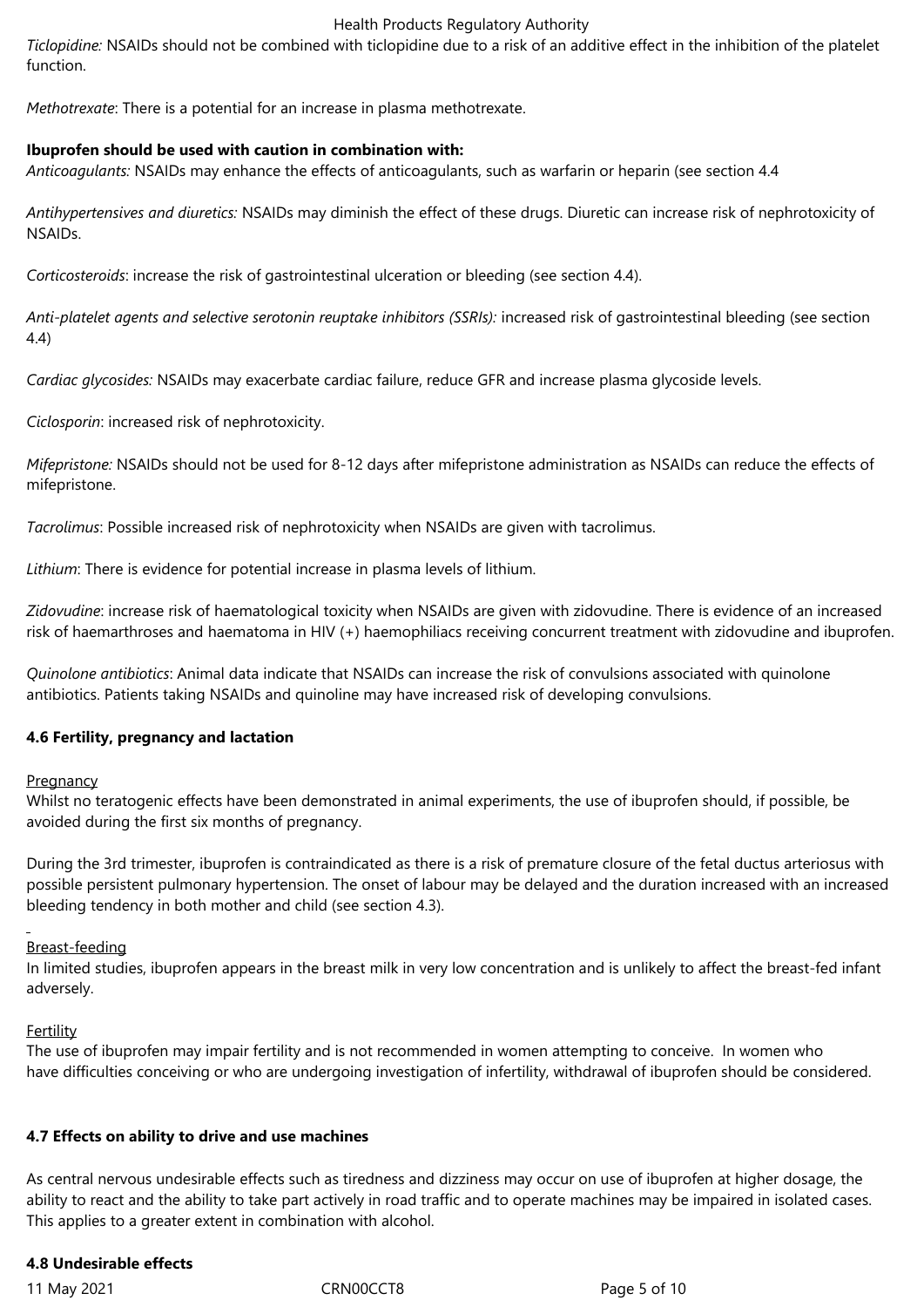*Ticlopidine:* NSAIDs should not be combined with ticlopidine due to a risk of an additive effect in the inhibition of the platelet function.

*Methotrexate*: There is a potential for an increase in plasma methotrexate.

**Ibuprofen should be used with caution in combination with:**

*Anticoagulants:* NSAIDs may enhance the effects of anticoagulants, such as warfarin or heparin (see section 4.4

*Antihypertensives and diuretics:* NSAIDs may diminish the effect of these drugs. Diuretic can increase risk of nephrotoxicity of NSAIDs.

*Corticosteroids*: increase the risk of gastrointestinal ulceration or bleeding (see section 4.4).

*Anti-platelet agents and selective serotonin reuptake inhibitors (SSRIs):* increased risk of gastrointestinal bleeding (see section 4.4)

*Cardiac glycosides:* NSAIDs may exacerbate cardiac failure, reduce GFR and increase plasma glycoside levels.

*Ciclosporin*: increased risk of nephrotoxicity.

*Mifepristone:* NSAIDs should not be used for 8-12 days after mifepristone administration as NSAIDs can reduce the effects of mifepristone.

*Tacrolimus*: Possible increased risk of nephrotoxicity when NSAIDs are given with tacrolimus.

*Lithium*: There is evidence for potential increase in plasma levels of lithium.

*Zidovudine*: increase risk of haematological toxicity when NSAIDs are given with zidovudine. There is evidence of an increased risk of haemarthroses and haematoma in HIV (+) haemophiliacs receiving concurrent treatment with zidovudine and ibuprofen.

*Quinolone antibiotics*: Animal data indicate that NSAIDs can increase the risk of convulsions associated with quinolone antibiotics. Patients taking NSAIDs and quinoline may have increased risk of developing convulsions.

### 4.6 Fertility, pregnancy and lactation

Pregnancy

Whilst no teratogenic effects have been demonstrated in animal experiments, the use of ibuprofen should, if possible, be avoided during the first six months of pregnancy.

During the 3rd trimester, ibuprofen is contraindicated as there is a risk of premature closure of the fetal ductus arteriosus with possible persistent pulmonary hypertension. The onset of labour may be delayed and the duration increased with an increased bleeding tendency in both mother and child (see section 4.3).

Breast-feeding

In limited studies, ibuprofen appears in the breast milk in very low concentration and is unlikely to affect the breast-fed infant adversely.

Fertility

The use of ibuprofen may impair fertility and is not recommended in women attempting to conceive. In women who have difficulties conceiving or who are undergoing investigation of infertility, withdrawal of ibuprofen should be considered.

### 4.7 Effects on ability to drive and use machines

As central nervous undesirable effects such as tiredness and dizziness may occur on use of ibuprofen at higher dosage, the ability to react and the ability to take part actively in road traffic and to operate machines may be impaired in isolated cases. This applies to a greater extent in combination with alcohol.

### 4.8 Undesirable effects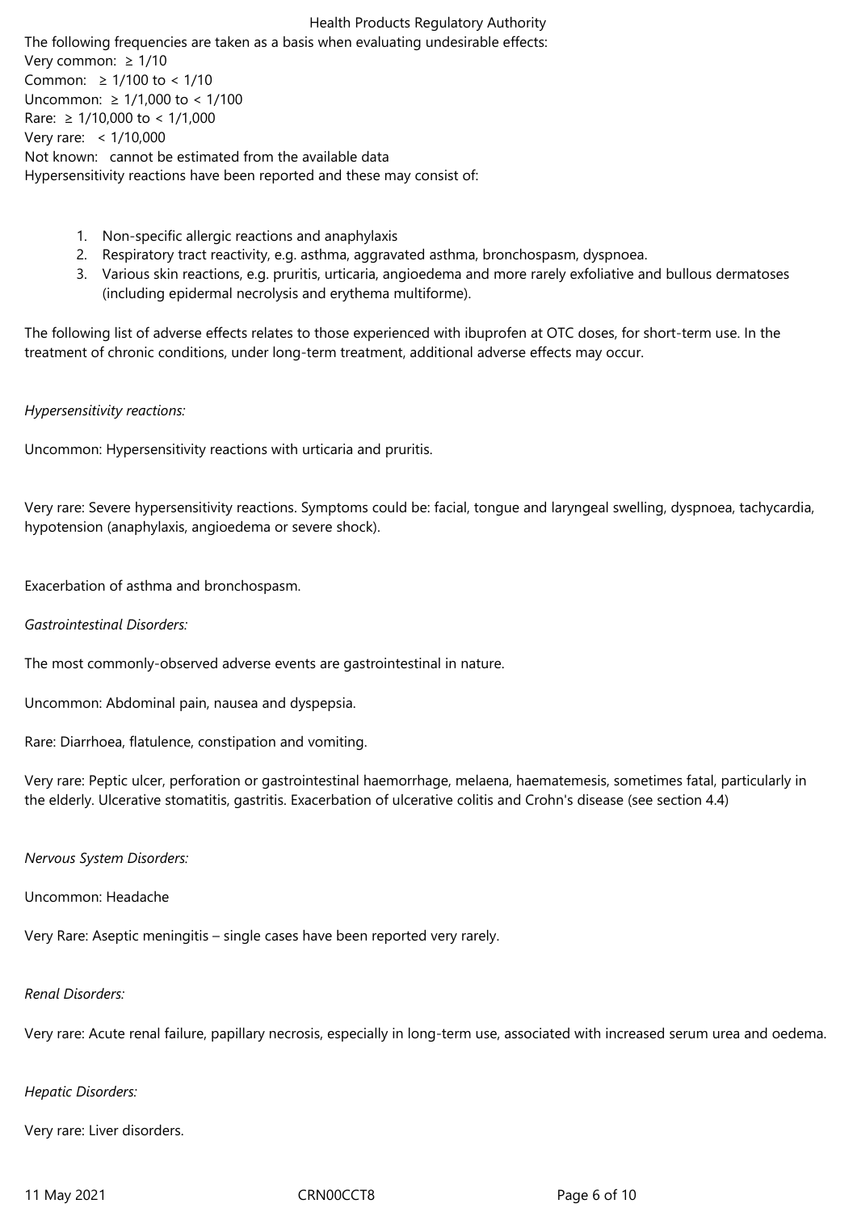The following frequencies are taken as a basis when evaluating undesirable effects:
Very common: ≥ 1/10
Common: ≥ 1/100 to < 1/10
Uncommon: ≥ 1/1,000 to < 1/100
Rare: ≥ 1/10,000 to < 1/1,000
Very rare: < 1/10,000
Not known: cannot be estimated from the available data
Hypersensitivity reactions have been reported and these may consist of:

1. Non-specific allergic reactions and anaphylaxis
2. Respiratory tract reactivity, e.g. asthma, aggravated asthma, bronchospasm, dyspnoea.
3. Various skin reactions, e.g. pruritis, urticaria, angioedema and more rarely exfoliative and bullous dermatoses (including epidermal necrolysis and erythema multiforme).

The following list of adverse effects relates to those experienced with ibuprofen at OTC doses, for short-term use. In the treatment of chronic conditions, under long-term treatment, additional adverse effects may occur.

*Hypersensitivity reactions:*

Uncommon: Hypersensitivity reactions with urticaria and pruritis.

Very rare: Severe hypersensitivity reactions. Symptoms could be: facial, tongue and laryngeal swelling, dyspnoea, tachycardia, hypotension (anaphylaxis, angioedema or severe shock).

Exacerbation of asthma and bronchospasm.

*Gastrointestinal Disorders:*

The most commonly-observed adverse events are gastrointestinal in nature.

Uncommon: Abdominal pain, nausea and dyspepsia.

Rare: Diarrhoea, flatulence, constipation and vomiting.

Very rare: Peptic ulcer, perforation or gastrointestinal haemorrhage, melaena, haematemesis, sometimes fatal, particularly in the elderly. Ulcerative stomatitis, gastritis. Exacerbation of ulcerative colitis and Crohn's disease (see section 4.4)

*Nervous System Disorders:*

Uncommon: Headache

Very Rare: Aseptic meningitis – single cases have been reported very rarely.

*Renal Disorders:*

Very rare: Acute renal failure, papillary necrosis, especially in long-term use, associated with increased serum urea and oedema.

*Hepatic Disorders:*

Very rare: Liver disorders.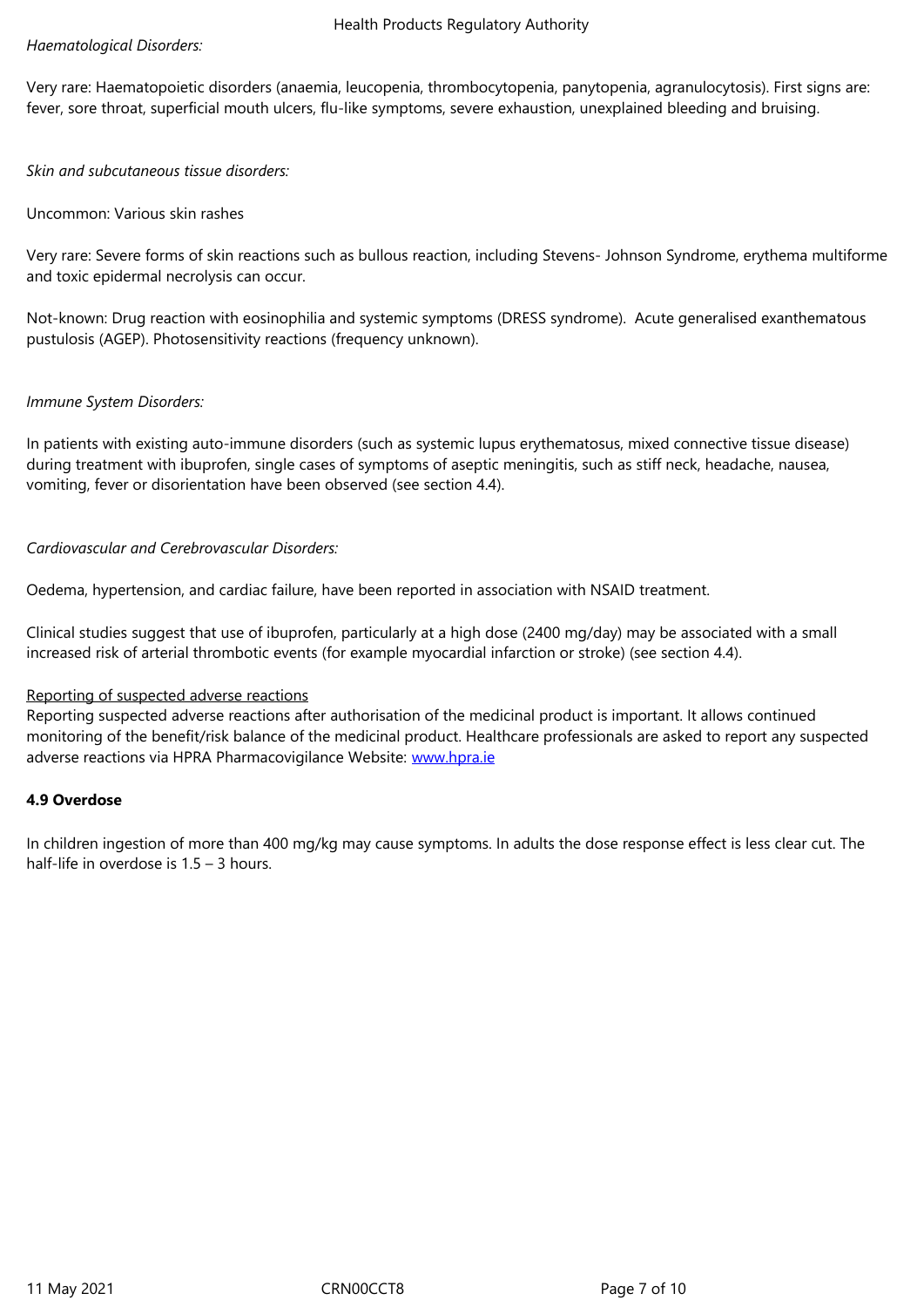*Haematological Disorders:*

Very rare: Haematopoietic disorders (anaemia, leucopenia, thrombocytopenia, panytopenia, agranulocytosis). First signs are: fever, sore throat, superficial mouth ulcers, flu-like symptoms, severe exhaustion, unexplained bleeding and bruising.

*Skin and subcutaneous tissue disorders:*

Uncommon: Various skin rashes

Very rare: Severe forms of skin reactions such as bullous reaction, including Stevens- Johnson Syndrome, erythema multiforme and toxic epidermal necrolysis can occur.

Not-known: Drug reaction with eosinophilia and systemic symptoms (DRESS syndrome). Acute generalised exanthematous pustulosis (AGEP). Photosensitivity reactions (frequency unknown).

*Immune System Disorders:*

In patients with existing auto-immune disorders (such as systemic lupus erythematosus, mixed connective tissue disease) during treatment with ibuprofen, single cases of symptoms of aseptic meningitis, such as stiff neck, headache, nausea, vomiting, fever or disorientation have been observed (see section 4.4).

*Cardiovascular and Cerebrovascular Disorders:*

Oedema, hypertension, and cardiac failure, have been reported in association with NSAID treatment.

Clinical studies suggest that use of ibuprofen, particularly at a high dose (2400 mg/day) may be associated with a small increased risk of arterial thrombotic events (for example myocardial infarction or stroke) (see section 4.4).

Reporting of suspected adverse reactions
Reporting suspected adverse reactions after authorisation of the medicinal product is important. It allows continued monitoring of the benefit/risk balance of the medicinal product. Healthcare professionals are asked to report any suspected adverse reactions via HPRA Pharmacovigilance Website: www.hpra.ie

**4.9 Overdose**

In children ingestion of more than 400 mg/kg may cause symptoms. In adults the dose response effect is less clear cut. The half-life in overdose is 1.5 – 3 hours.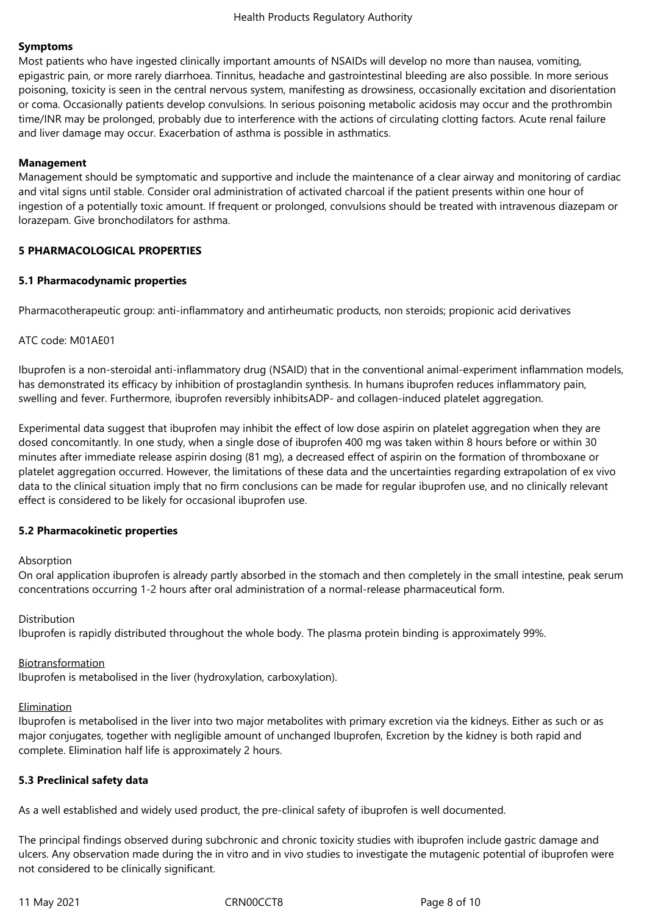**Symptoms**

Most patients who have ingested clinically important amounts of NSAIDs will develop no more than nausea, vomiting, epigastric pain, or more rarely diarrhoea. Tinnitus, headache and gastrointestinal bleeding are also possible. In more serious poisoning, toxicity is seen in the central nervous system, manifesting as drowsiness, occasionally excitation and disorientation or coma. Occasionally patients develop convulsions. In serious poisoning metabolic acidosis may occur and the prothrombin time/INR may be prolonged, probably due to interference with the actions of circulating clotting factors. Acute renal failure and liver damage may occur. Exacerbation of asthma is possible in asthmatics.

**Management**

Management should be symptomatic and supportive and include the maintenance of a clear airway and monitoring of cardiac and vital signs until stable. Consider oral administration of activated charcoal if the patient presents within one hour of ingestion of a potentially toxic amount. If frequent or prolonged, convulsions should be treated with intravenous diazepam or lorazepam. Give bronchodilators for asthma.

## 5 PHARMACOLOGICAL PROPERTIES

### 5.1 Pharmacodynamic properties

Pharmacotherapeutic group: anti-inflammatory and antirheumatic products, non steroids; propionic acid derivatives

ATC code: M01AE01

Ibuprofen is a non-steroidal anti-inflammatory drug (NSAID) that in the conventional animal-experiment inflammation models, has demonstrated its efficacy by inhibition of prostaglandin synthesis. In humans ibuprofen reduces inflammatory pain, swelling and fever. Furthermore, ibuprofen reversibly inhibitsADP- and collagen-induced platelet aggregation.

Experimental data suggest that ibuprofen may inhibit the effect of low dose aspirin on platelet aggregation when they are dosed concomitantly. In one study, when a single dose of ibuprofen 400 mg was taken within 8 hours before or within 30 minutes after immediate release aspirin dosing (81 mg), a decreased effect of aspirin on the formation of thromboxane or platelet aggregation occurred. However, the limitations of these data and the uncertainties regarding extrapolation of ex vivo data to the clinical situation imply that no firm conclusions can be made for regular ibuprofen use, and no clinically relevant effect is considered to be likely for occasional ibuprofen use.

### 5.2 Pharmacokinetic properties

Absorption

On oral application ibuprofen is already partly absorbed in the stomach and then completely in the small intestine, peak serum concentrations occurring 1-2 hours after oral administration of a normal-release pharmaceutical form.

Distribution

Ibuprofen is rapidly distributed throughout the whole body. The plasma protein binding is approximately 99%.

Biotransformation

Ibuprofen is metabolised in the liver (hydroxylation, carboxylation).

Elimination

Ibuprofen is metabolised in the liver into two major metabolites with primary excretion via the kidneys. Either as such or as major conjugates, together with negligible amount of unchanged Ibuprofen, Excretion by the kidney is both rapid and complete. Elimination half life is approximately 2 hours.

### 5.3 Preclinical safety data

As a well established and widely used product, the pre-clinical safety of ibuprofen is well documented.

The principal findings observed during subchronic and chronic toxicity studies with ibuprofen include gastric damage and ulcers. Any observation made during the in vitro and in vivo studies to investigate the mutagenic potential of ibuprofen were not considered to be clinically significant.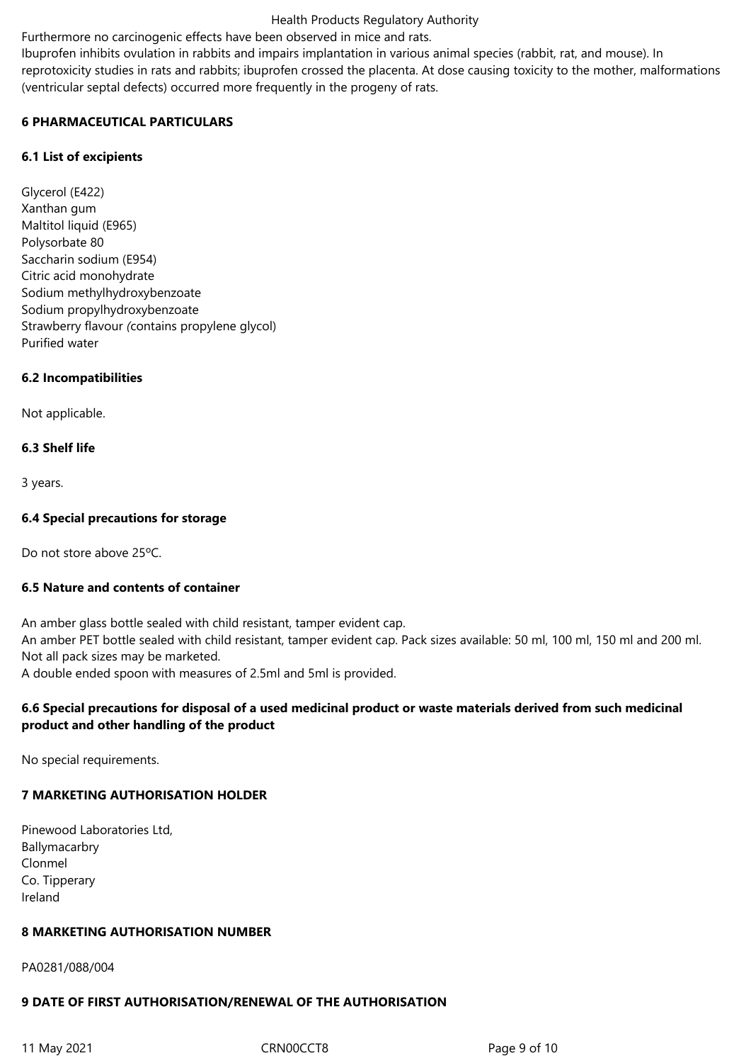Furthermore no carcinogenic effects have been observed in mice and rats.
Ibuprofen inhibits ovulation in rabbits and impairs implantation in various animal species (rabbit, rat, and mouse). In reprotoxicity studies in rats and rabbits; ibuprofen crossed the placenta. At dose causing toxicity to the mother, malformations (ventricular septal defects) occurred more frequently in the progeny of rats.

## 6 PHARMACEUTICAL PARTICULARS

### 6.1 List of excipients

Glycerol (E422)
Xanthan gum
Maltitol liquid (E965)
Polysorbate 80
Saccharin sodium (E954)
Citric acid monohydrate
Sodium methylhydroxybenzoate
Sodium propylhydroxybenzoate
Strawberry flavour *(*contains propylene glycol)
Purified water

### 6.2 Incompatibilities

Not applicable.

### 6.3 Shelf life

3 years.

### 6.4 Special precautions for storage

Do not store above 25ºC.

### 6.5 Nature and contents of container

An amber glass bottle sealed with child resistant, tamper evident cap.
An amber PET bottle sealed with child resistant, tamper evident cap. Pack sizes available: 50 ml, 100 ml, 150 ml and 200 ml.
Not all pack sizes may be marketed.
A double ended spoon with measures of 2.5ml and 5ml is provided.

### 6.6 Special precautions for disposal of a used medicinal product or waste materials derived from such medicinal product and other handling of the product

No special requirements.

## 7 MARKETING AUTHORISATION HOLDER

Pinewood Laboratories Ltd,
Ballymacarbry
Clonmel
Co. Tipperary
Ireland

## 8 MARKETING AUTHORISATION NUMBER

PA0281/088/004

## 9 DATE OF FIRST AUTHORISATION/RENEWAL OF THE AUTHORISATION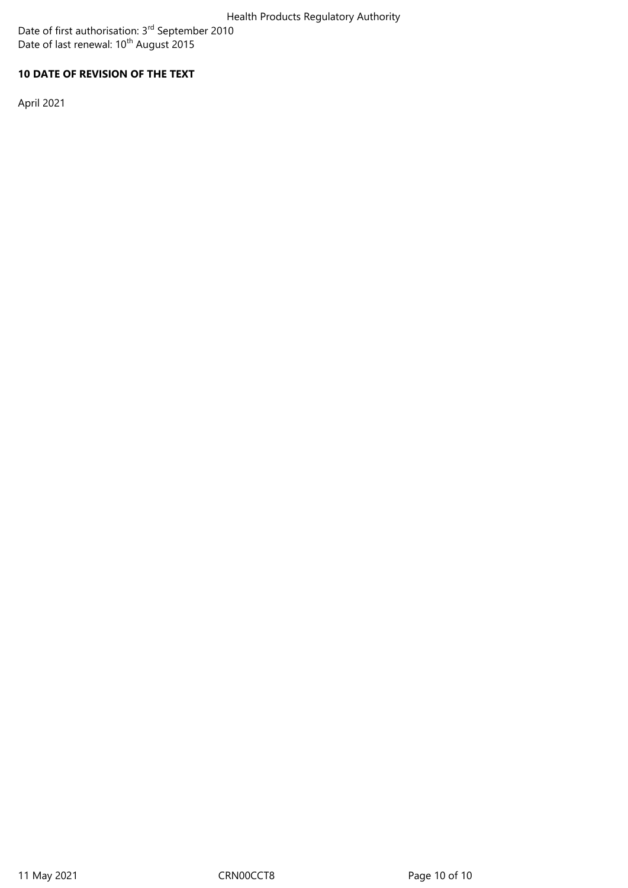Date of first authorisation: 3rd September 2010
Date of last renewal: 10th August 2015

**10 DATE OF REVISION OF THE TEXT**

April 2021